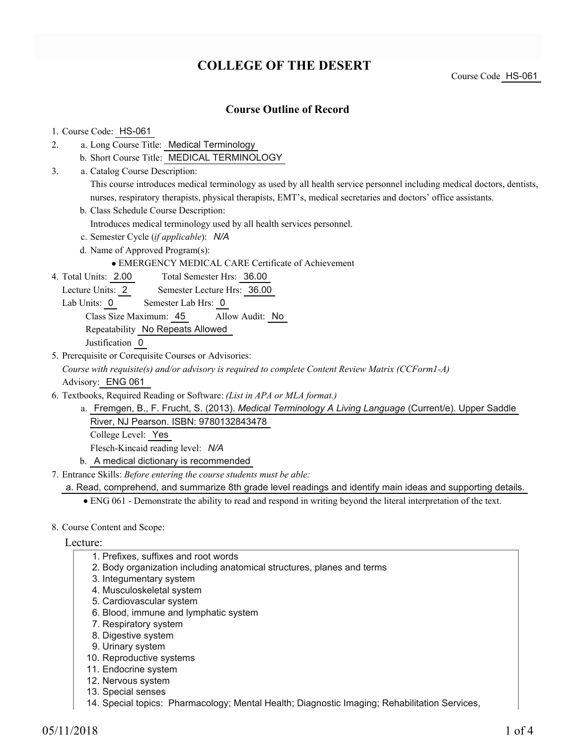# COLLEGE OF THE DESERT

Course Code HS-061

## Course Outline of Record

1. Course Code: HS-061
2. a. Long Course Title: Medical Terminology
   b. Short Course Title: MEDICAL TERMINOLOGY
3. a. Catalog Course Description:
   This course introduces medical terminology as used by all health service personnel including medical doctors, dentists, nurses, respiratory therapists, physical therapists, EMT's, medical secretaries and doctors' office assistants.
   b. Class Schedule Course Description:
   Introduces medical terminology used by all health services personnel.
   c. Semester Cycle (*if applicable*): *N/A*
   d. Name of Approved Program(s):
      - EMERGENCY MEDICAL CARE Certificate of Achievement
4. Total Units: 2.00 Total Semester Hrs: 36.00
   Lecture Units: 2 Semester Lecture Hrs: 36.00
   Lab Units: 0 Semester Lab Hrs: 0
   Class Size Maximum: 45 Allow Audit: No
   Repeatability No Repeats Allowed
   Justification 0
5. Prerequisite or Corequisite Courses or Advisories:
   *Course with requisite(s) and/or advisory is required to complete Content Review Matrix (CCForm1-A)*
   Advisory: ENG 061
6. Textbooks, Required Reading or Software: *(List in APA or MLA format.)*
   a. Fremgen, B., F. Frucht, S. (2013). *Medical Terminology A Living Language* (Current/e). Upper Saddle River, NJ Pearson. ISBN: 9780132843478
      College Level: Yes
      Flesch-Kincaid reading level: *N/A*
   b. A medical dictionary is recommended
7. Entrance Skills: *Before entering the course students must be able:*
   a. Read, comprehend, and summarize 8th grade level readings and identify main ideas and supporting details.
      - ENG 061 - Demonstrate the ability to read and respond in writing beyond the literal interpretation of the text.
8. Course Content and Scope:

Lecture:

1. Prefixes, suffixes and root words
2. Body organization including anatomical structures, planes and terms
3. Integumentary system
4. Musculoskeletal system
5. Cardiovascular system
6. Blood, immune and lymphatic system
7. Respiratory system
8. Digestive system
9. Urinary system
10. Reproductive systems
11. Endocrine system
12. Nervous system
13. Special senses
14. Special topics: Pharmacology; Mental Health; Diagnostic Imaging; Rehabilitation Services,

05/11/2018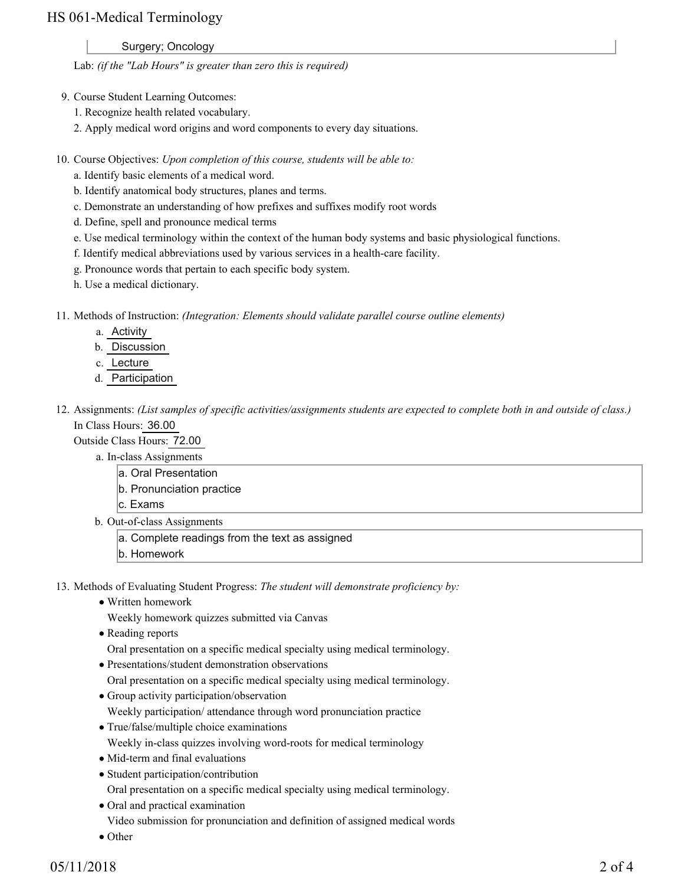Surgery; Oncology

Lab: *(if the "Lab Hours" is greater than zero this is required)*

9. Course Student Learning Outcomes:
   1. Recognize health related vocabulary.
   2. Apply medical word origins and word components to every day situations.

10. Course Objectives: *Upon completion of this course, students will be able to:*
    a. Identify basic elements of a medical word.
    b. Identify anatomical body structures, planes and terms.
    c. Demonstrate an understanding of how prefixes and suffixes modify root words
    d. Define, spell and pronounce medical terms
    e. Use medical terminology within the context of the human body systems and basic physiological functions.
    f. Identify medical abbreviations used by various services in a health-care facility.
    g. Pronounce words that pertain to each specific body system.
    h. Use a medical dictionary.

11. Methods of Instruction: *(Integration: Elements should validate parallel course outline elements)*
    a. Activity
    b. Discussion
    c. Lecture
    d. Participation

12. Assignments: *(List samples of specific activities/assignments students are expected to complete both in and outside of class.)*
    In Class Hours: 36.00
    Outside Class Hours: 72.00
    a. In-class Assignments
       a. Oral Presentation
       b. Pronunciation practice
       c. Exams
    b. Out-of-class Assignments
       a. Complete readings from the text as assigned
       b. Homework

13. Methods of Evaluating Student Progress: *The student will demonstrate proficiency by:*
    - Written homework
      Weekly homework quizzes submitted via Canvas
    - Reading reports
      Oral presentation on a specific medical specialty using medical terminology.
    - Presentations/student demonstration observations
      Oral presentation on a specific medical specialty using medical terminology.
    - Group activity participation/observation
      Weekly participation/ attendance through word pronunciation practice
    - True/false/multiple choice examinations
      Weekly in-class quizzes involving word-roots for medical terminology
    - Mid-term and final evaluations
    - Student participation/contribution
      Oral presentation on a specific medical specialty using medical terminology.
    - Oral and practical examination
      Video submission for pronunciation and definition of assigned medical words
    - Other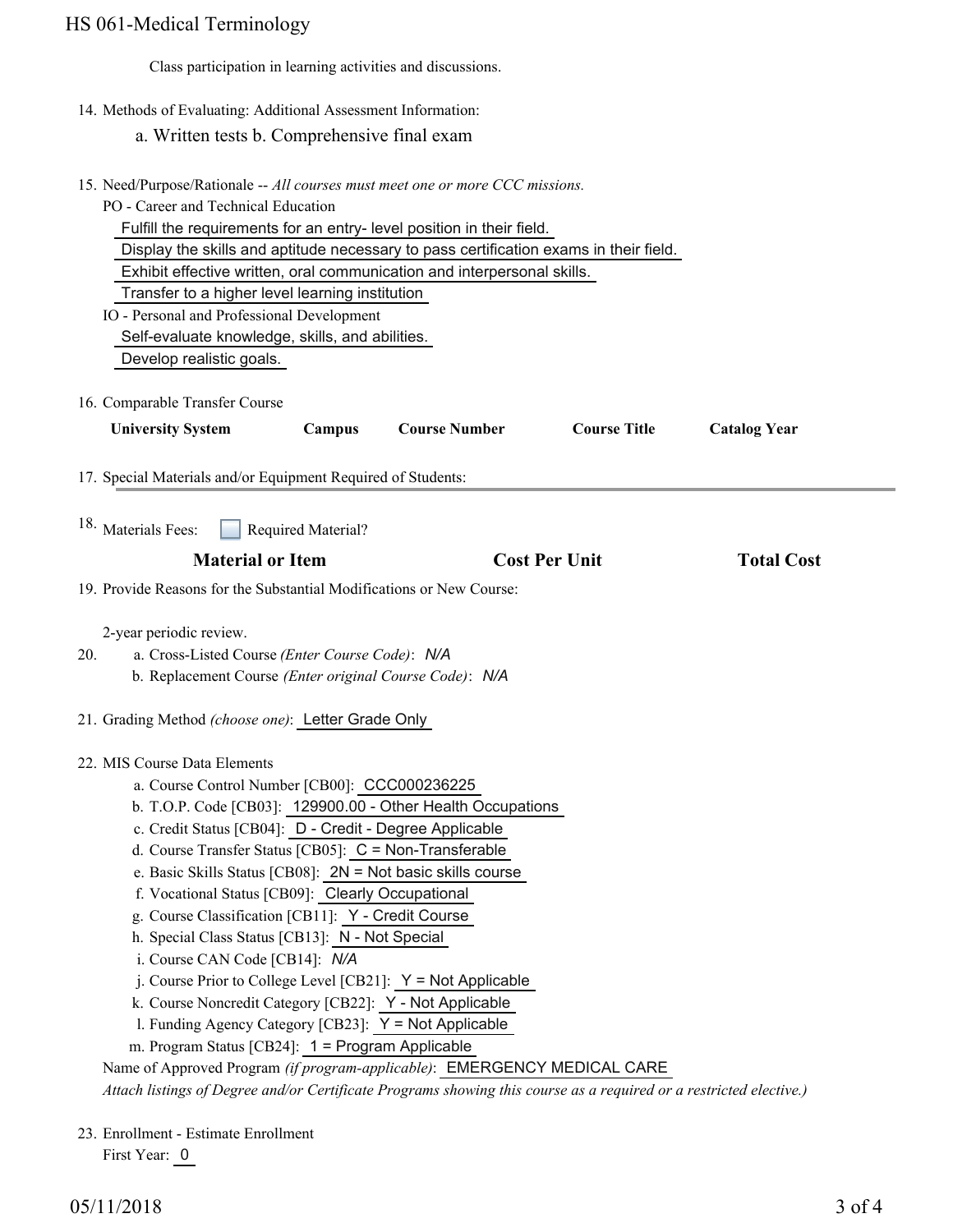Class participation in learning activities and discussions.

14. Methods of Evaluating: Additional Assessment Information:

    a. Written tests b. Comprehensive final exam

15. Need/Purpose/Rationale -- *All courses must meet one or more CCC missions.*

    PO - Career and Technical Education

    Fulfill the requirements for an entry- level position in their field.

    Display the skills and aptitude necessary to pass certification exams in their field.

    Exhibit effective written, oral communication and interpersonal skills.

    Transfer to a higher level learning institution

    IO - Personal and Professional Development

    Self-evaluate knowledge, skills, and abilities.

    Develop realistic goals.

16. Comparable Transfer Course

| University System | Campus | Course Number | Course Title | Catalog Year |
|---|---|---|---|---|

17. Special Materials and/or Equipment Required of Students:

18. Materials Fees: ☐ Required Material?

| Material or Item | Cost Per Unit | Total Cost |
|---|---|---|

19. Provide Reasons for the Substantial Modifications or New Course:

    2-year periodic review.

20. a. Cross-Listed Course *(Enter Course Code)*: *N/A*

    b. Replacement Course *(Enter original Course Code)*: *N/A*

21. Grading Method *(choose one)*: Letter Grade Only

22. MIS Course Data Elements

    a. Course Control Number [CB00]: CCC000236225
    b. T.O.P. Code [CB03]: 129900.00 - Other Health Occupations
    c. Credit Status [CB04]: D - Credit - Degree Applicable
    d. Course Transfer Status [CB05]: C = Non-Transferable
    e. Basic Skills Status [CB08]: 2N = Not basic skills course
    f. Vocational Status [CB09]: Clearly Occupational
    g. Course Classification [CB11]: Y - Credit Course
    h. Special Class Status [CB13]: N - Not Special
    i. Course CAN Code [CB14]: *N/A*
    j. Course Prior to College Level [CB21]: Y = Not Applicable
    k. Course Noncredit Category [CB22]: Y - Not Applicable
    l. Funding Agency Category [CB23]: Y = Not Applicable
    m. Program Status [CB24]: 1 = Program Applicable

    Name of Approved Program *(if program-applicable)*: EMERGENCY MEDICAL CARE

    *Attach listings of Degree and/or Certificate Programs showing this course as a required or a restricted elective.)*

23. Enrollment - Estimate Enrollment

    First Year: 0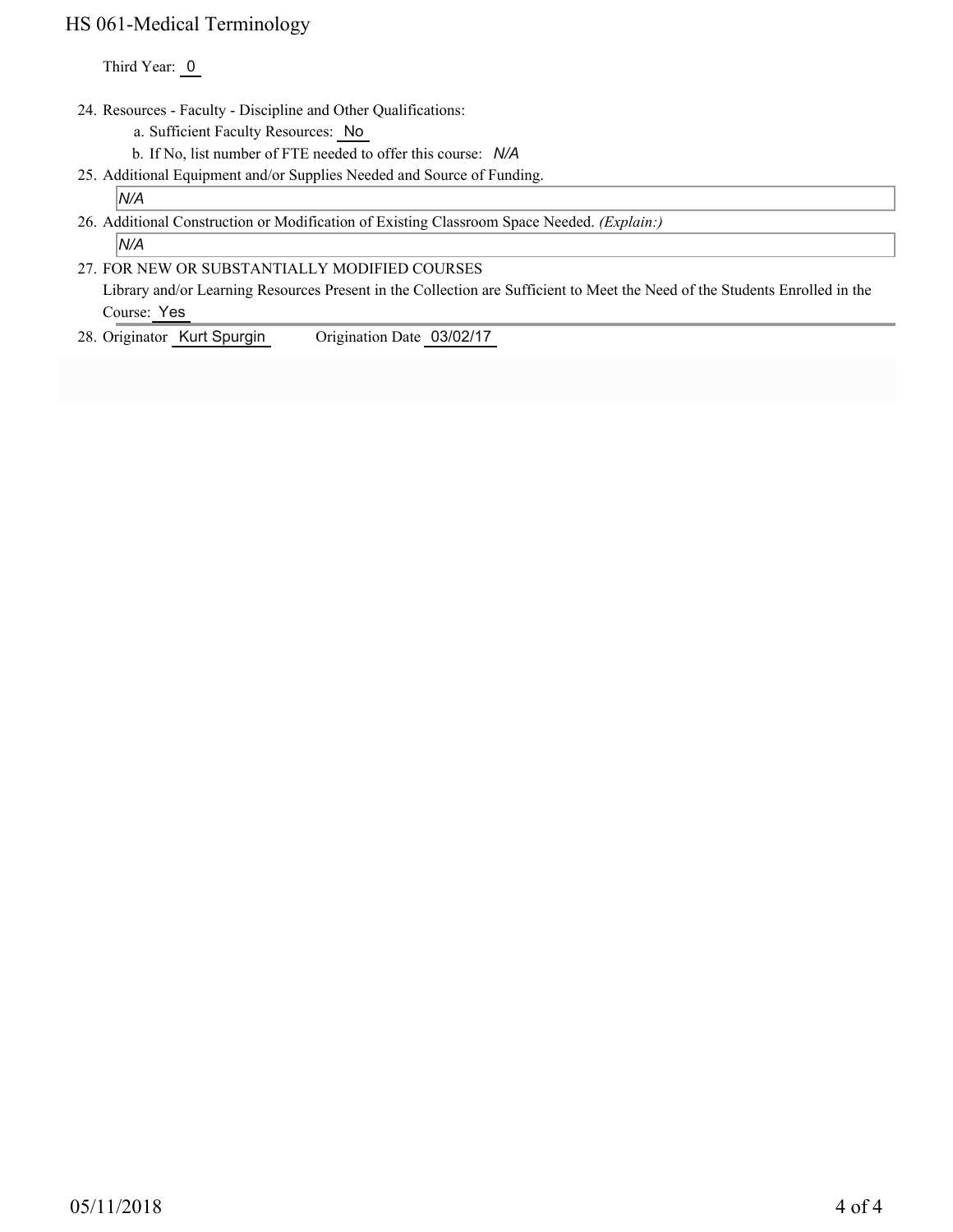Third Year: 0

24. Resources - Faculty - Discipline and Other Qualifications:
    a. Sufficient Faculty Resources: No
    b. If No, list number of FTE needed to offer this course: *N/A*
25. Additional Equipment and/or Supplies Needed and Source of Funding.

    *N/A*
26. Additional Construction or Modification of Existing Classroom Space Needed. *(Explain:)*

    *N/A*
27. FOR NEW OR SUBSTANTIALLY MODIFIED COURSES

    Library and/or Learning Resources Present in the Collection are Sufficient to Meet the Need of the Students Enrolled in the Course: Yes
28. Originator Kurt Spurgin Origination Date 03/02/17